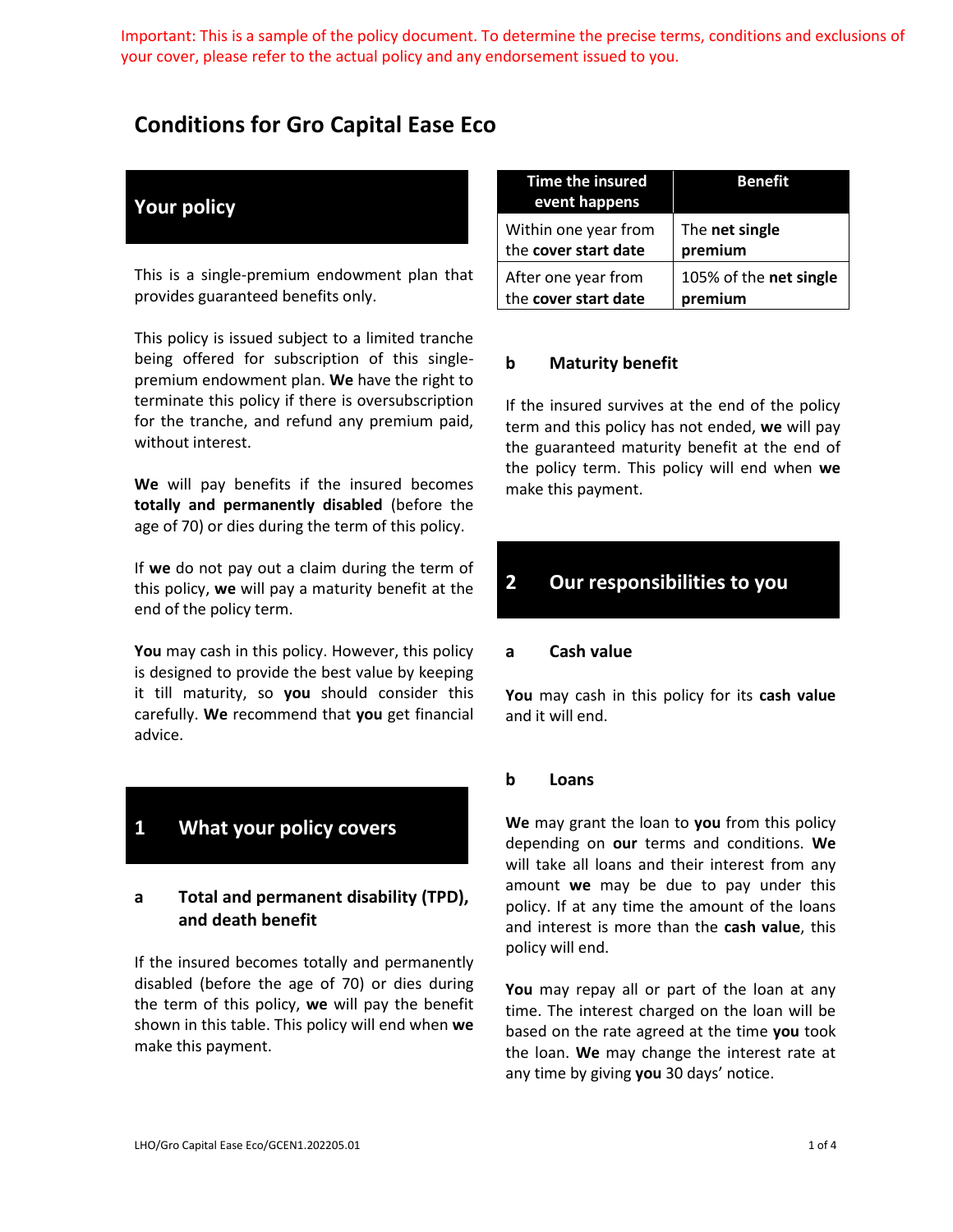Important: This is a sample of the policy document. To determine the precise terms, conditions and exclusions of your cover, please refer to the actual policy and any endorsement issued to you.

# Conditions for Gro Capital Ease Eco

## Your policy

This is a single-premium endowment plan that provides guaranteed benefits only.

This policy is issued subject to a limited tranche being offered for subscription of this single-premium endowment plan. **We** have the right to terminate this policy if there is oversubscription for the tranche, and refund any premium paid, without interest.

**We** will pay benefits if the insured becomes **totally and permanently disabled** (before the age of 70) or dies during the term of this policy.

If **we** do not pay out a claim during the term of this policy, **we** will pay a maturity benefit at the end of the policy term.

**You** may cash in this policy. However, this policy is designed to provide the best value by keeping it till maturity, so **you** should consider this carefully. **We** recommend that **you** get financial advice.

## 1 What your policy covers

### a Total and permanent disability (TPD), and death benefit

If the insured becomes totally and permanently disabled (before the age of 70) or dies during the term of this policy, **we** will pay the benefit shown in this table. This policy will end when **we** make this payment.

| Time the insured event happens | Benefit |
|---|---|
| Within one year from the **cover start date** | The **net single premium** |
| After one year from the **cover start date** | 105% of the **net single premium** |

### b Maturity benefit

If the insured survives at the end of the policy term and this policy has not ended, **we** will pay the guaranteed maturity benefit at the end of the policy term. This policy will end when **we** make this payment.

## 2 Our responsibilities to you

### a Cash value

**You** may cash in this policy for its **cash value** and it will end.

### b Loans

**We** may grant the loan to **you** from this policy depending on **our** terms and conditions. **We** will take all loans and their interest from any amount **we** may be due to pay under this policy. If at any time the amount of the loans and interest is more than the **cash value**, this policy will end.

**You** may repay all or part of the loan at any time. The interest charged on the loan will be based on the rate agreed at the time **you** took the loan. **We** may change the interest rate at any time by giving **you** 30 days' notice.

LHO/Gro Capital Ease Eco/GCEN1.202205.01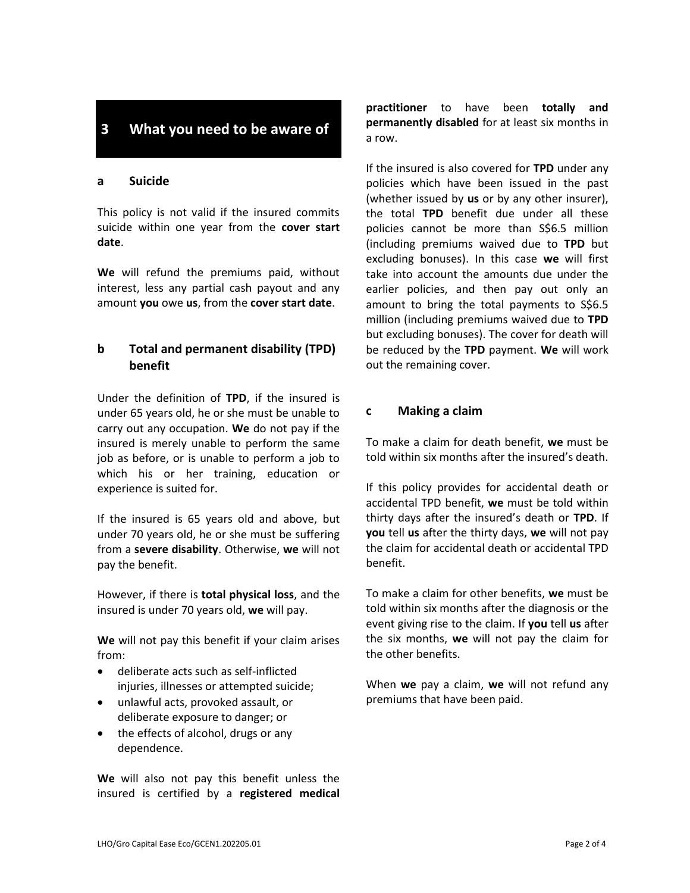## 3 What you need to be aware of

### a Suicide

This policy is not valid if the insured commits suicide within one year from the **cover start date**.

**We** will refund the premiums paid, without interest, less any partial cash payout and any amount **you** owe **us**, from the **cover start date**.

### b Total and permanent disability (TPD) benefit

Under the definition of **TPD**, if the insured is under 65 years old, he or she must be unable to carry out any occupation. **We** do not pay if the insured is merely unable to perform the same job as before, or is unable to perform a job to which his or her training, education or experience is suited for.

If the insured is 65 years old and above, but under 70 years old, he or she must be suffering from a **severe disability**. Otherwise, **we** will not pay the benefit.

However, if there is **total physical loss**, and the insured is under 70 years old, **we** will pay.

**We** will not pay this benefit if your claim arises from:

- deliberate acts such as self-inflicted injuries, illnesses or attempted suicide;
- unlawful acts, provoked assault, or deliberate exposure to danger; or
- the effects of alcohol, drugs or any dependence.

**We** will also not pay this benefit unless the insured is certified by a **registered medical practitioner** to have been **totally and permanently disabled** for at least six months in a row.

If the insured is also covered for **TPD** under any policies which have been issued in the past (whether issued by **us** or by any other insurer), the total **TPD** benefit due under all these policies cannot be more than S$6.5 million (including premiums waived due to **TPD** but excluding bonuses). In this case **we** will first take into account the amounts due under the earlier policies, and then pay out only an amount to bring the total payments to S$6.5 million (including premiums waived due to **TPD** but excluding bonuses). The cover for death will be reduced by the **TPD** payment. **We** will work out the remaining cover.

### c Making a claim

To make a claim for death benefit, **we** must be told within six months after the insured's death.

If this policy provides for accidental death or accidental TPD benefit, **we** must be told within thirty days after the insured's death or **TPD**. If **you** tell **us** after the thirty days, **we** will not pay the claim for accidental death or accidental TPD benefit.

To make a claim for other benefits, **we** must be told within six months after the diagnosis or the event giving rise to the claim. If **you** tell **us** after the six months, **we** will not pay the claim for the other benefits.

When **we** pay a claim, **we** will not refund any premiums that have been paid.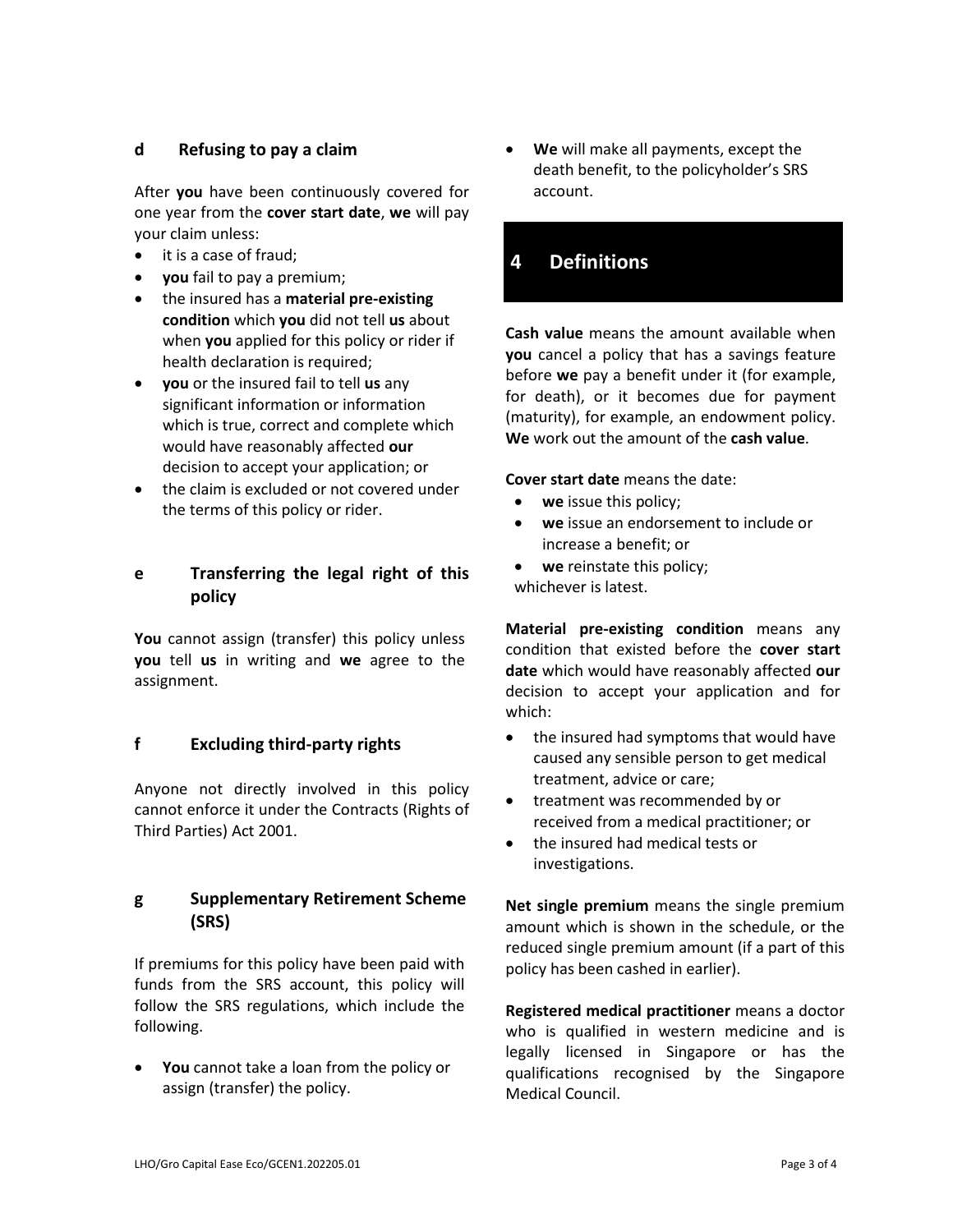### d Refusing to pay a claim

After **you** have been continuously covered for one year from the **cover start date**, **we** will pay your claim unless:

- it is a case of fraud;
- **you** fail to pay a premium;
- the insured has a **material pre-existing condition** which **you** did not tell **us** about when **you** applied for this policy or rider if health declaration is required;
- **you** or the insured fail to tell **us** any significant information or information which is true, correct and complete which would have reasonably affected **our** decision to accept your application; or
- the claim is excluded or not covered under the terms of this policy or rider.

### e Transferring the legal right of this policy

**You** cannot assign (transfer) this policy unless **you** tell **us** in writing and **we** agree to the assignment.

### f Excluding third-party rights

Anyone not directly involved in this policy cannot enforce it under the Contracts (Rights of Third Parties) Act 2001.

### g Supplementary Retirement Scheme (SRS)

If premiums for this policy have been paid with funds from the SRS account, this policy will follow the SRS regulations, which include the following.

- **You** cannot take a loan from the policy or assign (transfer) the policy.
- **We** will make all payments, except the death benefit, to the policyholder's SRS account.

## 4 Definitions

**Cash value** means the amount available when **you** cancel a policy that has a savings feature before **we** pay a benefit under it (for example, for death), or it becomes due for payment (maturity), for example, an endowment policy. **We** work out the amount of the **cash value**.

**Cover start date** means the date:

- **we** issue this policy;
- **we** issue an endorsement to include or increase a benefit; or
- **we** reinstate this policy;

whichever is latest.

**Material pre-existing condition** means any condition that existed before the **cover start date** which would have reasonably affected **our** decision to accept your application and for which:

- the insured had symptoms that would have caused any sensible person to get medical treatment, advice or care;
- treatment was recommended by or received from a medical practitioner; or
- the insured had medical tests or investigations.

**Net single premium** means the single premium amount which is shown in the schedule, or the reduced single premium amount (if a part of this policy has been cashed in earlier).

**Registered medical practitioner** means a doctor who is qualified in western medicine and is legally licensed in Singapore or has the qualifications recognised by the Singapore Medical Council.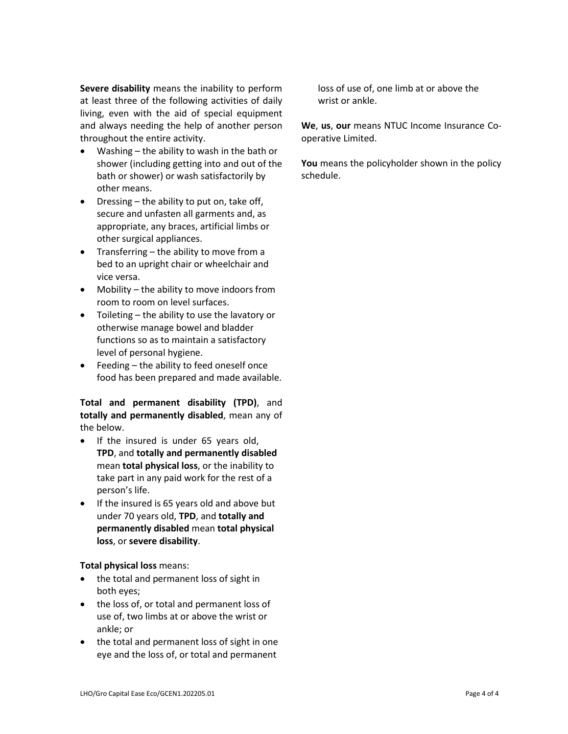**Severe disability** means the inability to perform at least three of the following activities of daily living, even with the aid of special equipment and always needing the help of another person throughout the entire activity.

- Washing – the ability to wash in the bath or shower (including getting into and out of the bath or shower) or wash satisfactorily by other means.
- Dressing – the ability to put on, take off, secure and unfasten all garments and, as appropriate, any braces, artificial limbs or other surgical appliances.
- Transferring – the ability to move from a bed to an upright chair or wheelchair and vice versa.
- Mobility – the ability to move indoors from room to room on level surfaces.
- Toileting – the ability to use the lavatory or otherwise manage bowel and bladder functions so as to maintain a satisfactory level of personal hygiene.
- Feeding – the ability to feed oneself once food has been prepared and made available.

**Total and permanent disability (TPD)**, and **totally and permanently disabled**, mean any of the below.

- If the insured is under 65 years old, **TPD**, and **totally and permanently disabled** mean **total physical loss**, or the inability to take part in any paid work for the rest of a person's life.
- If the insured is 65 years old and above but under 70 years old, **TPD**, and **totally and permanently disabled** mean **total physical loss**, or **severe disability**.

**Total physical loss** means:

- the total and permanent loss of sight in both eyes;
- the loss of, or total and permanent loss of use of, two limbs at or above the wrist or ankle; or
- the total and permanent loss of sight in one eye and the loss of, or total and permanent loss of use of, one limb at or above the wrist or ankle.

**We**, **us**, **our** means NTUC Income Insurance Co-operative Limited.

**You** means the policyholder shown in the policy schedule.